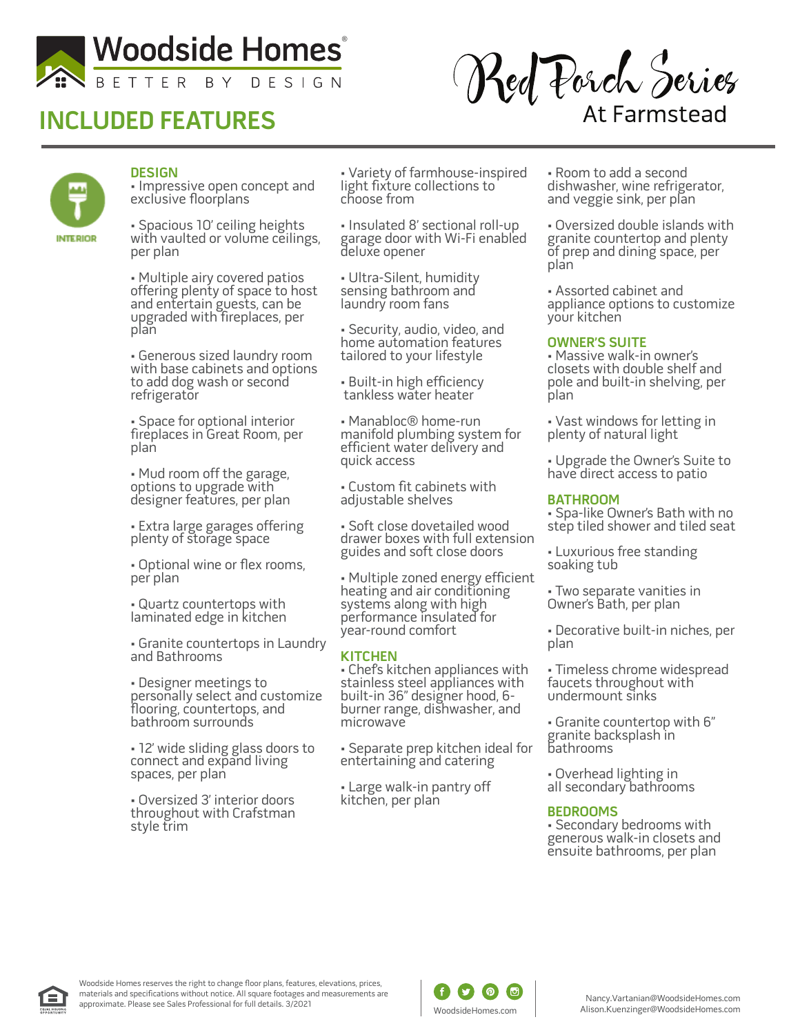# Woodside Homes

BETTER BY DESIGN

## INCLUDED FEATURES

Red Porch Series

At Farmstead

INTERIOR

### DESIGN

- Impressive open concept and exclusive floorplans
- Spacious 10' ceiling heights with vaulted or volume ceilings, per plan
- Multiple airy covered patios offering plenty of space to host and entertain guests, can be upgraded with fireplaces, per plan
- Generous sized laundry room with base cabinets and options to add dog wash or second refrigerator
- Space for optional interior fireplaces in Great Room, per plan
- Mud room off the garage, options to upgrade with designer features, per plan
- Extra large garages offering plenty of storage space
- Optional wine or flex rooms, per plan
- Quartz countertops with laminated edge in kitchen
- Granite countertops in Laundry and Bathrooms
- Designer meetings to personally select and customize flooring, countertops, and bathroom surrounds
- 12' wide sliding glass doors to connect and expand living spaces, per plan
- Oversized 3' interior doors throughout with Craftsman style trim
- Variety of farmhouse-inspired light fixture collections to choose from
- Insulated 8' sectional roll-up garage door with Wi-Fi enabled deluxe opener
- Ultra-Silent, humidity sensing bathroom and laundry room fans
- Security, audio, video, and home automation features tailored to your lifestyle
- Built-in high efficiency tankless water heater
- Manabloc® home-run manifold plumbing system for efficient water delivery and quick access
- Custom fit cabinets with adjustable shelves
- Soft close dovetailed wood drawer boxes with full extension guides and soft close doors
- Multiple zoned energy efficient heating and air conditioning systems along with high performance insulated for year-round comfort

### KITCHEN

- Chef's kitchen appliances with stainless steel appliances with built-in 36" designer hood, 6-burner range, dishwasher, and microwave
- Separate prep kitchen ideal for entertaining and catering
- Large walk-in pantry off kitchen, per plan
- Room to add a second dishwasher, wine refrigerator, and veggie sink, per plan
- Oversized double islands with granite countertop and plenty of prep and dining space, per plan
- Assorted cabinet and appliance options to customize your kitchen

### OWNER'S SUITE

- Massive walk-in owner's closets with double shelf and pole and built-in shelving, per plan
- Vast windows for letting in plenty of natural light
- Upgrade the Owner's Suite to have direct access to patio

### BATHROOM

- Spa-like Owner's Bath with no step tiled shower and tiled seat
- Luxurious free standing soaking tub
- Two separate vanities in Owner's Bath, per plan
- Decorative built-in niches, per plan
- Timeless chrome widespread faucets throughout with undermount sinks
- Granite countertop with 6" granite backsplash in bathrooms
- Overhead lighting in all secondary bathrooms

### BEDROOMS

- Secondary bedrooms with generous walk-in closets and ensuite bathrooms, per plan

Woodside Homes reserves the right to change floor plans, features, elevations, prices, materials and specifications without notice. All square footages and measurements are approximate. Please see Sales Professional for full details. 3/2021

WoodsideHomes.com

Nancy.Vartanian@WoodsideHomes.com
Alison.Kuenzinger@WoodsideHomes.com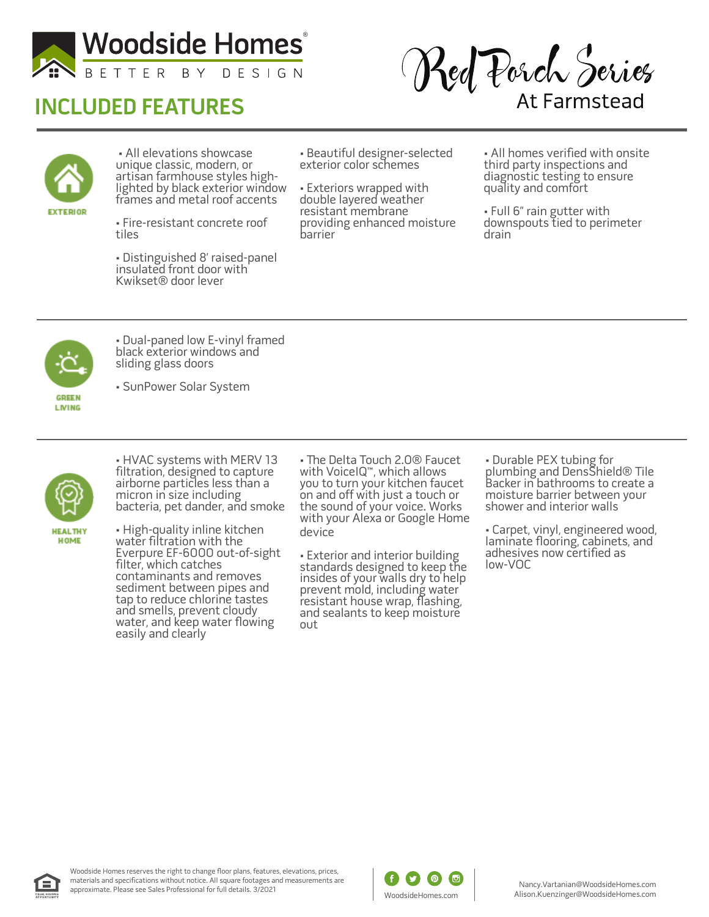Woodside Homes®

BETTER BY DESIGN

# INCLUDED FEATURES

Red Porch Series

At Farmstead

## EXTERIOR

- All elevations showcase unique classic, modern, or artisan farmhouse styles highlighted by black exterior window frames and metal roof accents
- Fire-resistant concrete roof tiles
- Distinguished 8' raised-panel insulated front door with Kwikset® door lever
- Beautiful designer-selected exterior color schemes
- Exteriors wrapped with double layered weather resistant membrane providing enhanced moisture barrier
- All homes verified with onsite third party inspections and diagnostic testing to ensure quality and comfort
- Full 6" rain gutter with downspouts tied to perimeter drain

## GREEN LIVING

- Dual-paned low E-vinyl framed black exterior windows and sliding glass doors
- SunPower Solar System

## HEALTHY HOME

- HVAC systems with MERV 13 filtration, designed to capture airborne particles less than a micron in size including bacteria, pet dander, and smoke
- High-quality inline kitchen water filtration with the Everpure EF-6000 out-of-sight filter, which catches contaminants and removes sediment between pipes and tap to reduce chlorine tastes and smells, prevent cloudy water, and keep water flowing easily and clearly
- The Delta Touch 2.0® Faucet with VoiceIQ™, which allows you to turn your kitchen faucet on and off with just a touch or the sound of your voice. Works with your Alexa or Google Home device
- Exterior and interior building standards designed to keep the insides of your walls dry to help prevent mold, including water resistant house wrap, flashing, and sealants to keep moisture out
- Durable PEX tubing for plumbing and DensShield® Tile Backer in bathrooms to create a moisture barrier between your shower and interior walls
- Carpet, vinyl, engineered wood, laminate flooring, cabinets, and adhesives now certified as low-VOC

Woodside Homes reserves the right to change floor plans, features, elevations, prices, materials and specifications without notice. All square footages and measurements are approximate. Please see Sales Professional for full details. 3/2021

WoodsideHomes.com

Nancy.Vartanian@WoodsideHomes.com
Alison.Kuenzinger@WoodsideHomes.com